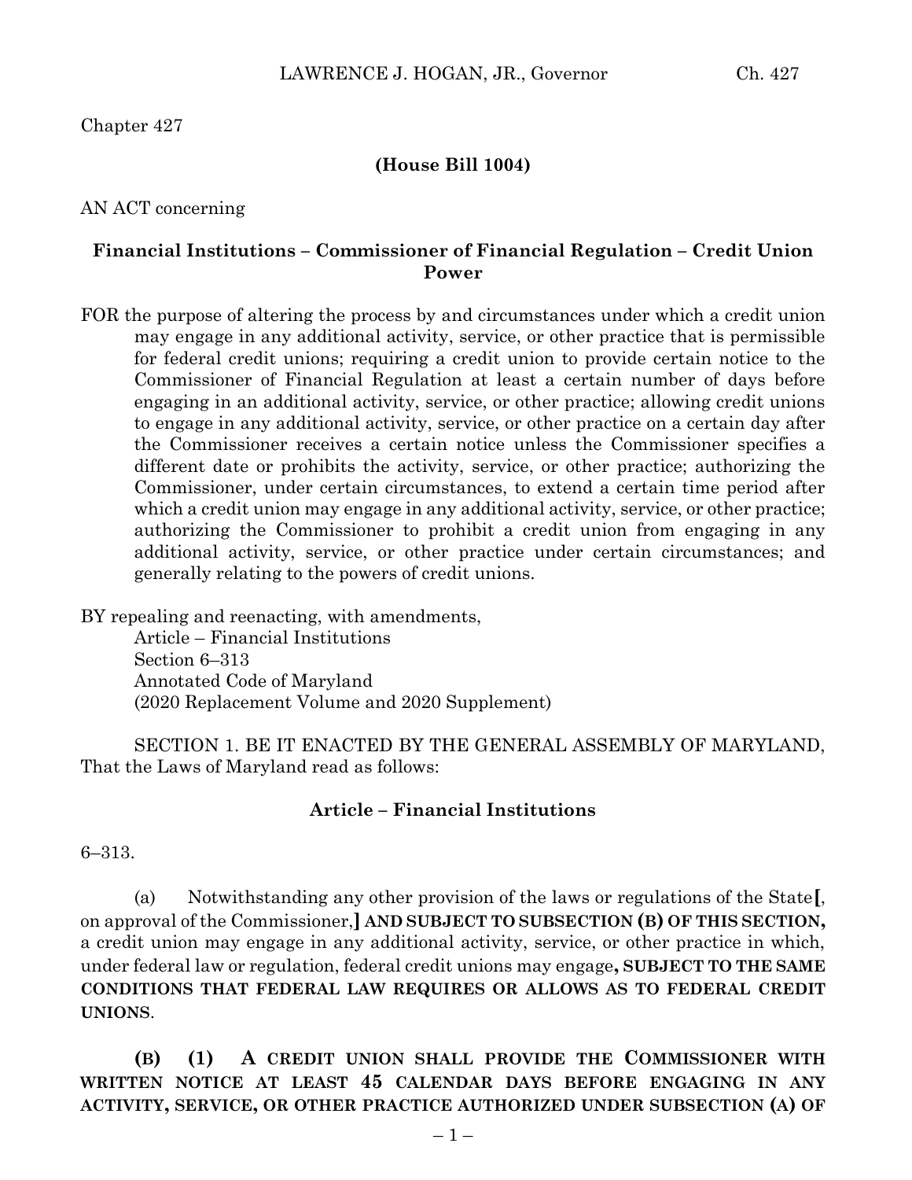Chapter 427

**(House Bill 1004)**

AN ACT concerning

**Financial Institutions – Commissioner of Financial Regulation – Credit Union Power**

FOR the purpose of altering the process by and circumstances under which a credit union may engage in any additional activity, service, or other practice that is permissible for federal credit unions; requiring a credit union to provide certain notice to the Commissioner of Financial Regulation at least a certain number of days before engaging in an additional activity, service, or other practice; allowing credit unions to engage in any additional activity, service, or other practice on a certain day after the Commissioner receives a certain notice unless the Commissioner specifies a different date or prohibits the activity, service, or other practice; authorizing the Commissioner, under certain circumstances, to extend a certain time period after which a credit union may engage in any additional activity, service, or other practice; authorizing the Commissioner to prohibit a credit union from engaging in any additional activity, service, or other practice under certain circumstances; and generally relating to the powers of credit unions.

BY repealing and reenacting, with amendments,
Article – Financial Institutions
Section 6–313
Annotated Code of Maryland
(2020 Replacement Volume and 2020 Supplement)

SECTION 1. BE IT ENACTED BY THE GENERAL ASSEMBLY OF MARYLAND, That the Laws of Maryland read as follows:

**Article – Financial Institutions**

6–313.

(a) Notwithstanding any other provision of the laws or regulations of the State**[**, on approval of the Commissioner,**]** **AND SUBJECT TO SUBSECTION (B) OF THIS SECTION,** a credit union may engage in any additional activity, service, or other practice in which, under federal law or regulation, federal credit unions may engage**, SUBJECT TO THE SAME CONDITIONS THAT FEDERAL LAW REQUIRES OR ALLOWS AS TO FEDERAL CREDIT UNIONS**.

**(B) (1) A CREDIT UNION SHALL PROVIDE THE COMMISSIONER WITH WRITTEN NOTICE AT LEAST 45 CALENDAR DAYS BEFORE ENGAGING IN ANY ACTIVITY, SERVICE, OR OTHER PRACTICE AUTHORIZED UNDER SUBSECTION (A) OF**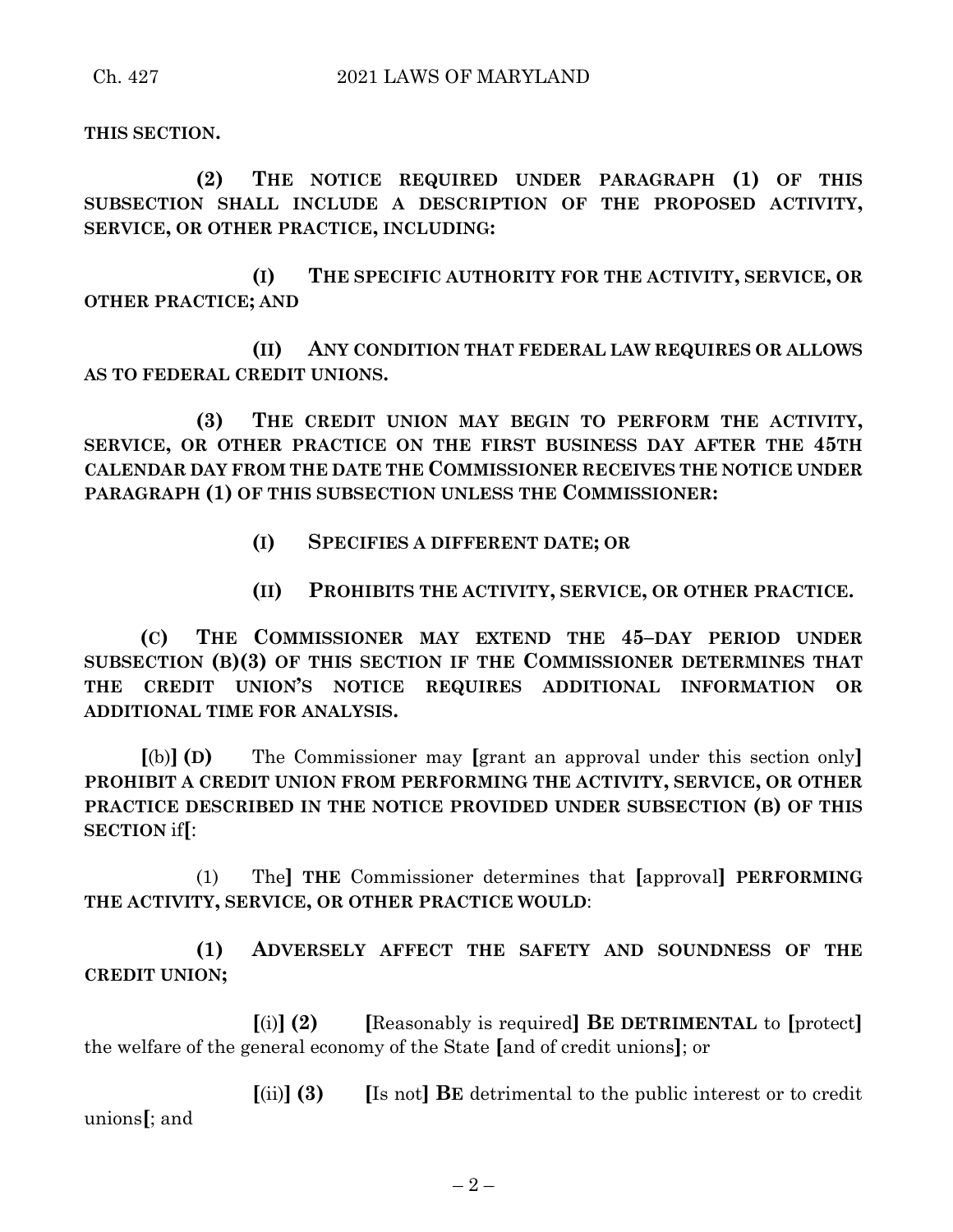**THIS SECTION.**

**(2) THE NOTICE REQUIRED UNDER PARAGRAPH (1) OF THIS SUBSECTION SHALL INCLUDE A DESCRIPTION OF THE PROPOSED ACTIVITY, SERVICE, OR OTHER PRACTICE, INCLUDING:**

**(I) THE SPECIFIC AUTHORITY FOR THE ACTIVITY, SERVICE, OR OTHER PRACTICE; AND**

**(II) ANY CONDITION THAT FEDERAL LAW REQUIRES OR ALLOWS AS TO FEDERAL CREDIT UNIONS.**

**(3) THE CREDIT UNION MAY BEGIN TO PERFORM THE ACTIVITY, SERVICE, OR OTHER PRACTICE ON THE FIRST BUSINESS DAY AFTER THE 45TH CALENDAR DAY FROM THE DATE THE COMMISSIONER RECEIVES THE NOTICE UNDER PARAGRAPH (1) OF THIS SUBSECTION UNLESS THE COMMISSIONER:**

**(I) SPECIFIES A DIFFERENT DATE; OR**

**(II) PROHIBITS THE ACTIVITY, SERVICE, OR OTHER PRACTICE.**

**(C) THE COMMISSIONER MAY EXTEND THE 45–DAY PERIOD UNDER SUBSECTION (B)(3) OF THIS SECTION IF THE COMMISSIONER DETERMINES THAT THE CREDIT UNION'S NOTICE REQUIRES ADDITIONAL INFORMATION OR ADDITIONAL TIME FOR ANALYSIS.**

**[**(b)**] (D)** The Commissioner may **[**grant an approval under this section only**] PROHIBIT A CREDIT UNION FROM PERFORMING THE ACTIVITY, SERVICE, OR OTHER PRACTICE DESCRIBED IN THE NOTICE PROVIDED UNDER SUBSECTION (B) OF THIS SECTION** if**[**:

(1) The**] THE** Commissioner determines that **[**approval**] PERFORMING THE ACTIVITY, SERVICE, OR OTHER PRACTICE WOULD**:

**(1) ADVERSELY AFFECT THE SAFETY AND SOUNDNESS OF THE CREDIT UNION;**

**[**(i)**] (2) [**Reasonably is required**] BE DETRIMENTAL** to **[**protect**]** the welfare of the general economy of the State **[**and of credit unions**]**; or

**[**(ii)**] (3) [**Is not**] BE** detrimental to the public interest or to credit unions**[**; and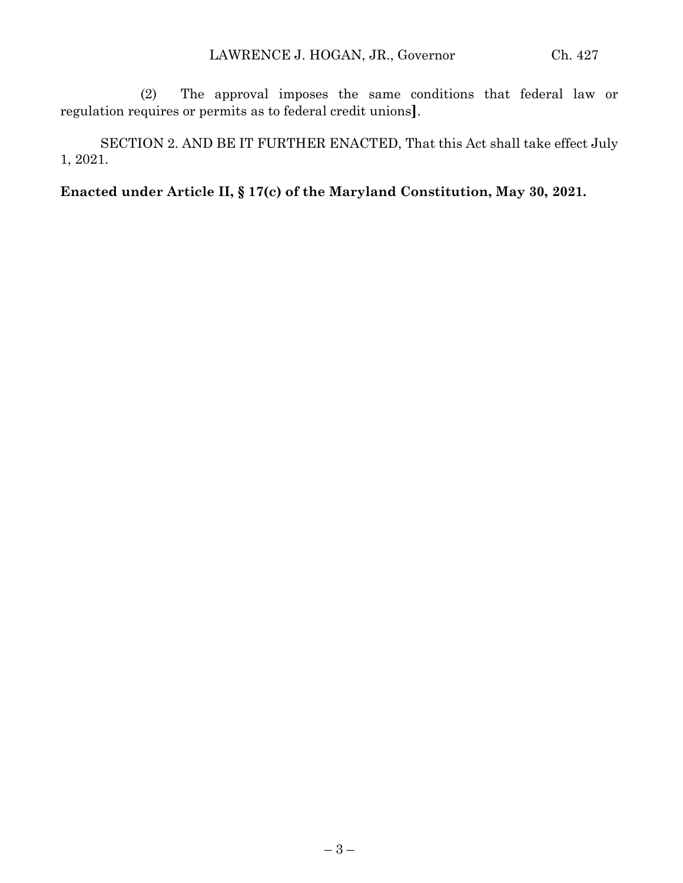(2) The approval imposes the same conditions that federal law or regulation requires or permits as to federal credit unions**]**.

SECTION 2. AND BE IT FURTHER ENACTED, That this Act shall take effect July 1, 2021.

**Enacted under Article II, § 17(c) of the Maryland Constitution, May 30, 2021.**